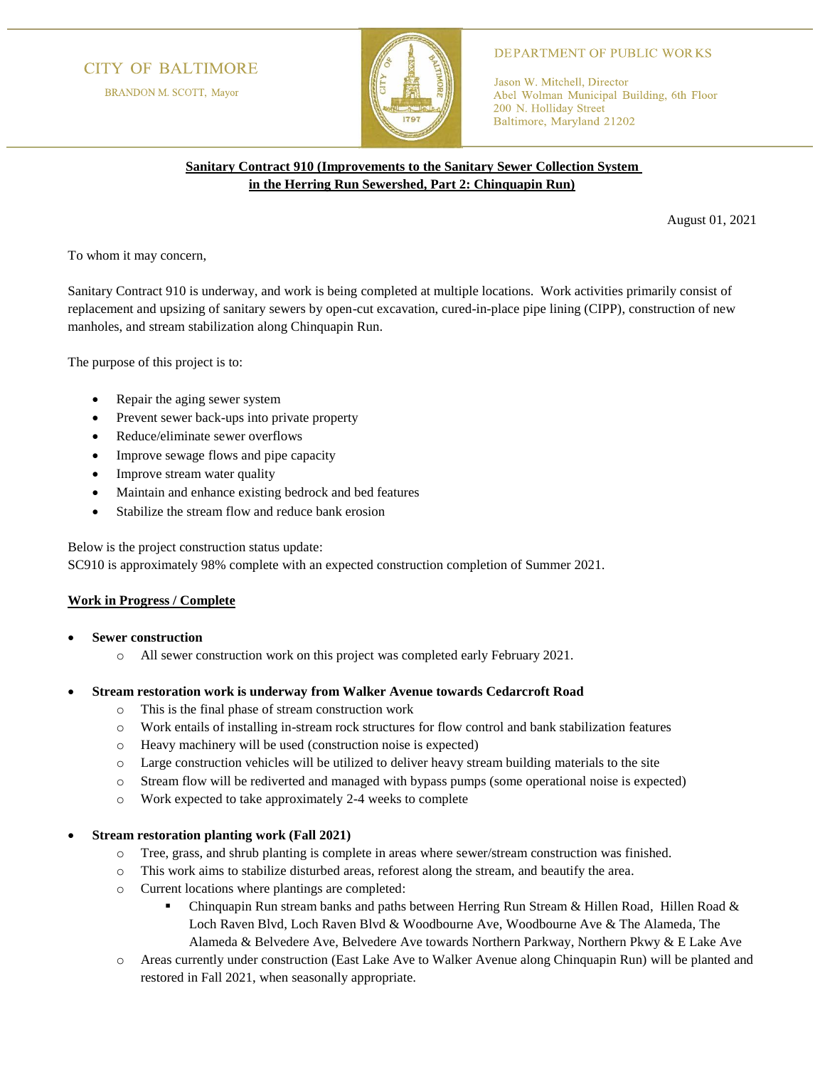CITY OF BALTIMORE

BRANDON M. SCOTT, Mayor

DEPARTMENT OF PUBLIC WORKS

Jason W. Mitchell, Director
Abel Wolman Municipal Building, 6th Floor
200 N. Holliday Street
Baltimore, Maryland 21202

**Sanitary Contract 910 (Improvements to the Sanitary Sewer Collection System in the Herring Run Sewershed, Part 2: Chinquapin Run)**

August 01, 2021

To whom it may concern,

Sanitary Contract 910 is underway, and work is being completed at multiple locations. Work activities primarily consist of replacement and upsizing of sanitary sewers by open-cut excavation, cured-in-place pipe lining (CIPP), construction of new manholes, and stream stabilization along Chinquapin Run.

The purpose of this project is to:

- Repair the aging sewer system
- Prevent sewer back-ups into private property
- Reduce/eliminate sewer overflows
- Improve sewage flows and pipe capacity
- Improve stream water quality
- Maintain and enhance existing bedrock and bed features
- Stabilize the stream flow and reduce bank erosion

Below is the project construction status update:
SC910 is approximately 98% complete with an expected construction completion of Summer 2021.

**Work in Progress / Complete**

- **Sewer construction**
  - All sewer construction work on this project was completed early February 2021.
- **Stream restoration work is underway from Walker Avenue towards Cedarcroft Road**
  - This is the final phase of stream construction work
  - Work entails of installing in-stream rock structures for flow control and bank stabilization features
  - Heavy machinery will be used (construction noise is expected)
  - Large construction vehicles will be utilized to deliver heavy stream building materials to the site
  - Stream flow will be rediverted and managed with bypass pumps (some operational noise is expected)
  - Work expected to take approximately 2-4 weeks to complete
- **Stream restoration planting work (Fall 2021)**
  - Tree, grass, and shrub planting is complete in areas where sewer/stream construction was finished.
  - This work aims to stabilize disturbed areas, reforest along the stream, and beautify the area.
  - Current locations where plantings are completed:
    - Chinquapin Run stream banks and paths between Herring Run Stream & Hillen Road, Hillen Road & Loch Raven Blvd, Loch Raven Blvd & Woodbourne Ave, Woodbourne Ave & The Alameda, The Alameda & Belvedere Ave, Belvedere Ave towards Northern Parkway, Northern Pkwy & E Lake Ave
  - Areas currently under construction (East Lake Ave to Walker Avenue along Chinquapin Run) will be planted and restored in Fall 2021, when seasonally appropriate.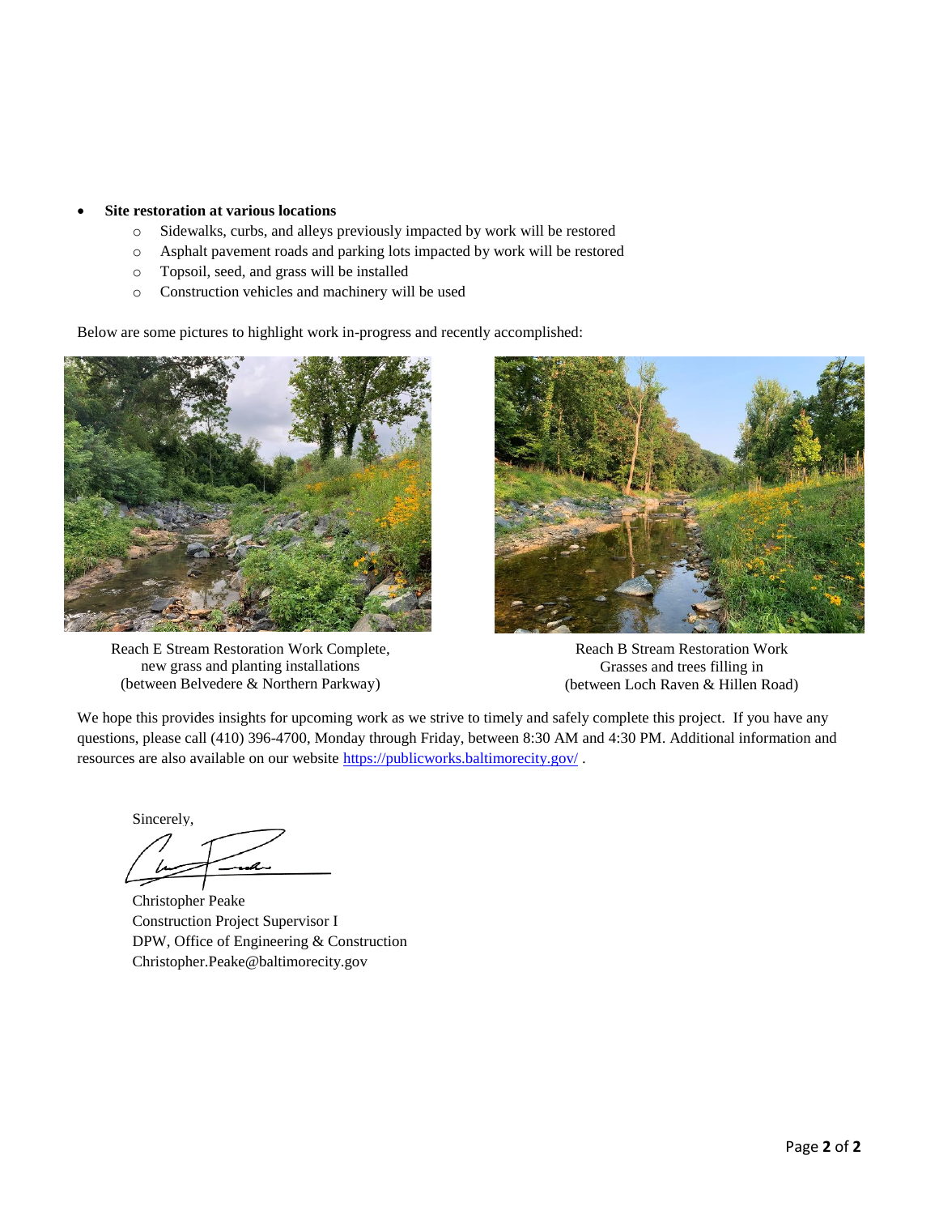- **Site restoration at various locations**
  - Sidewalks, curbs, and alleys previously impacted by work will be restored
  - Asphalt pavement roads and parking lots impacted by work will be restored
  - Topsoil, seed, and grass will be installed
  - Construction vehicles and machinery will be used

Below are some pictures to highlight work in-progress and recently accomplished:

Reach E Stream Restoration Work Complete, new grass and planting installations (between Belvedere & Northern Parkway)

Reach B Stream Restoration Work Grasses and trees filling in (between Loch Raven & Hillen Road)

We hope this provides insights for upcoming work as we strive to timely and safely complete this project. If you have any questions, please call (410) 396-4700, Monday through Friday, between 8:30 AM and 4:30 PM. Additional information and resources are also available on our website [https://publicworks.baltimorecity.gov/](https://publicworks.baltimorecity.gov/) .

Sincerely,

Christopher Peake
Construction Project Supervisor I
DPW, Office of Engineering & Construction
Christopher.Peake@baltimorecity.gov